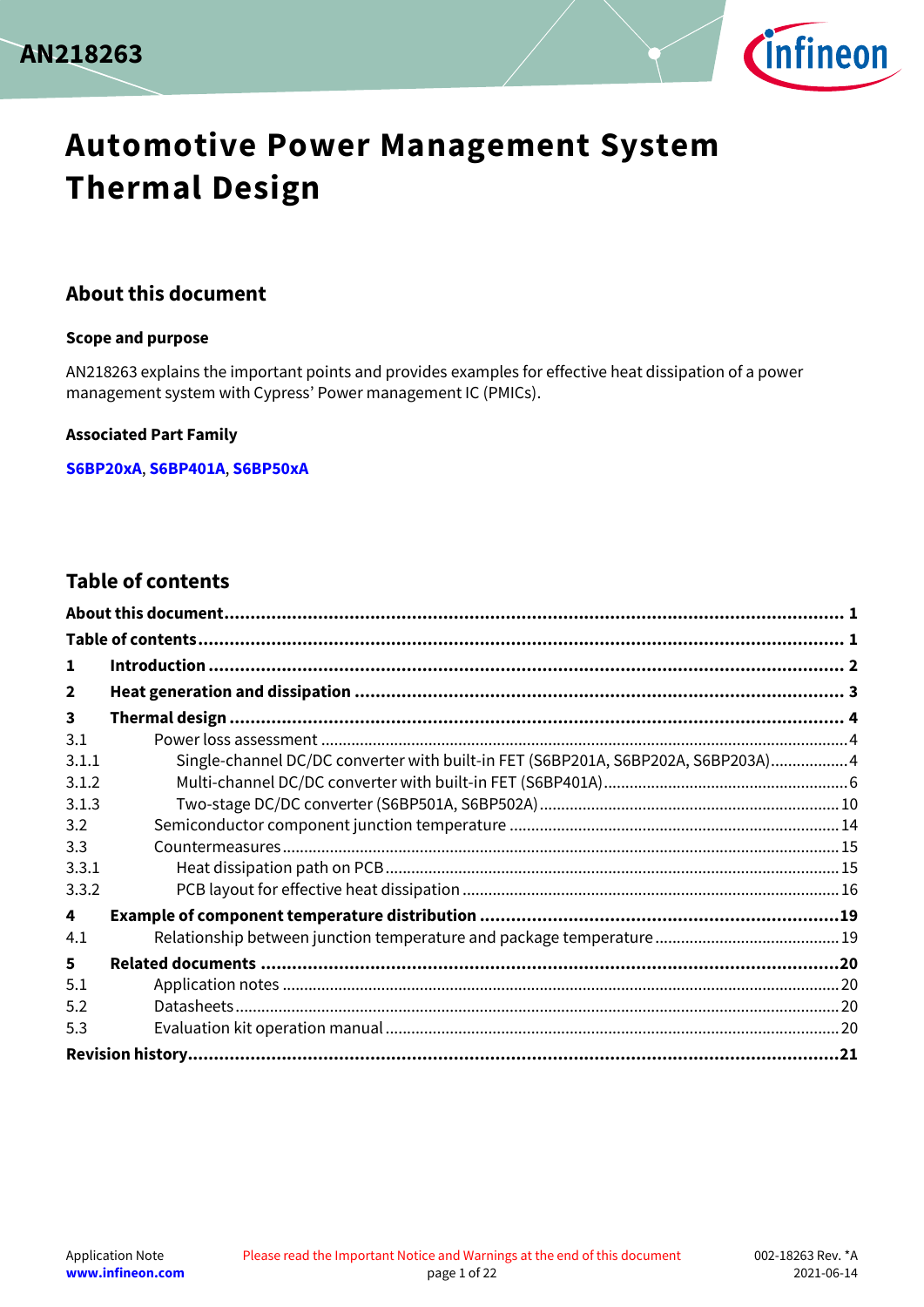# Automotive Power Management System Thermal Design

## About this document

### Scope and purpose

AN218263 explains the important points and provides examples for effective heat dissipation of a power management system with Cypress' Power management IC (PMICs).

### Associated Part Family

**S6BP20xA**, **S6BP401A**, **S6BP50xA**

## Table of contents

| | | |
|---|---|---|
| **About this document** | | **1** |
| **Table of contents** | | **1** |
| **1** | **Introduction** | **2** |
| **2** | **Heat generation and dissipation** | **3** |
| **3** | **Thermal design** | **4** |
| 3.1 | Power loss assessment | 4 |
| 3.1.1 | Single-channel DC/DC converter with built-in FET (S6BP201A, S6BP202A, S6BP203A) | 4 |
| 3.1.2 | Multi-channel DC/DC converter with built-in FET (S6BP401A) | 6 |
| 3.1.3 | Two-stage DC/DC converter (S6BP501A, S6BP502A) | 10 |
| 3.2 | Semiconductor component junction temperature | 14 |
| 3.3 | Countermeasures | 15 |
| 3.3.1 | Heat dissipation path on PCB | 15 |
| 3.3.2 | PCB layout for effective heat dissipation | 16 |
| **4** | **Example of component temperature distribution** | **19** |
| 4.1 | Relationship between junction temperature and package temperature | 19 |
| **5** | **Related documents** | **20** |
| 5.1 | Application notes | 20 |
| 5.2 | Datasheets | 20 |
| 5.3 | Evaluation kit operation manual | 20 |
| **Revision history** | | **21** |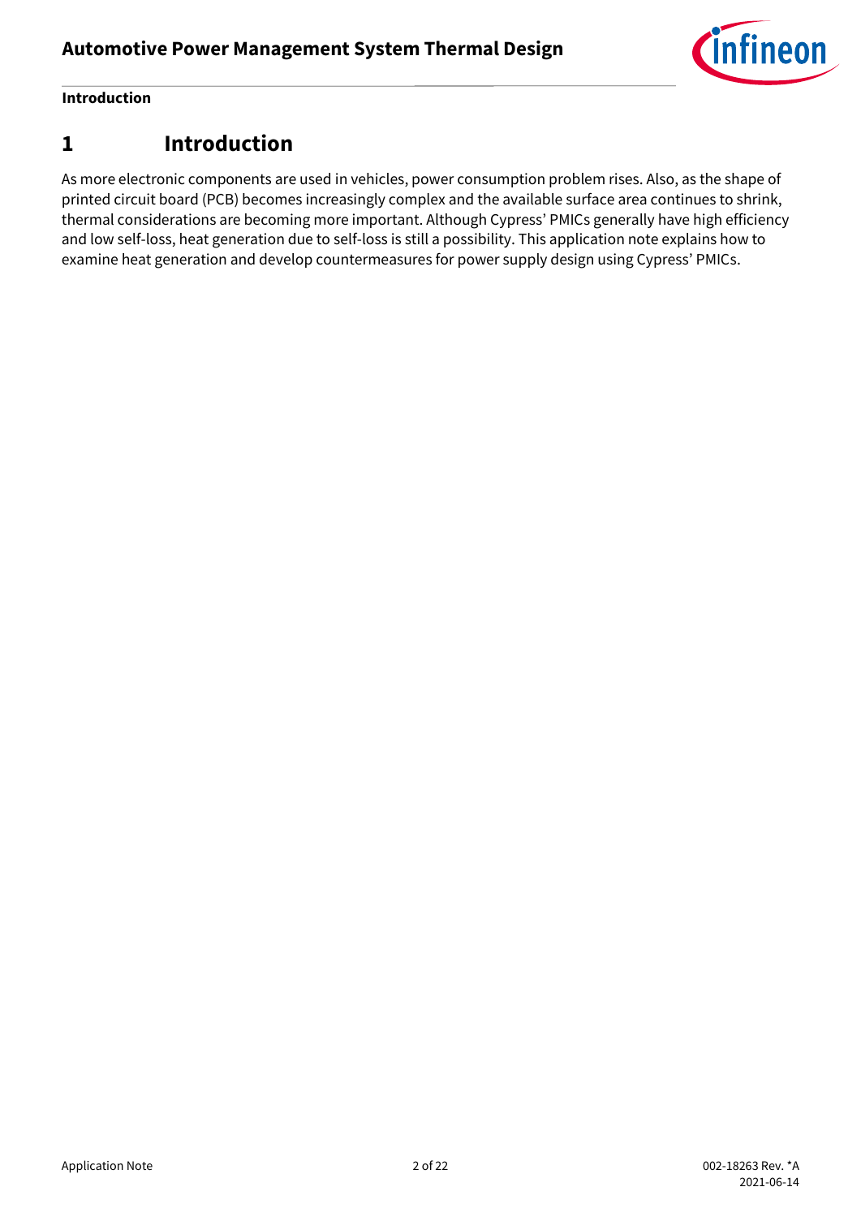# 1 Introduction

As more electronic components are used in vehicles, power consumption problem rises. Also, as the shape of printed circuit board (PCB) becomes increasingly complex and the available surface area continues to shrink, thermal considerations are becoming more important. Although Cypress' PMICs generally have high efficiency and low self-loss, heat generation due to self-loss is still a possibility. This application note explains how to examine heat generation and develop countermeasures for power supply design using Cypress' PMICs.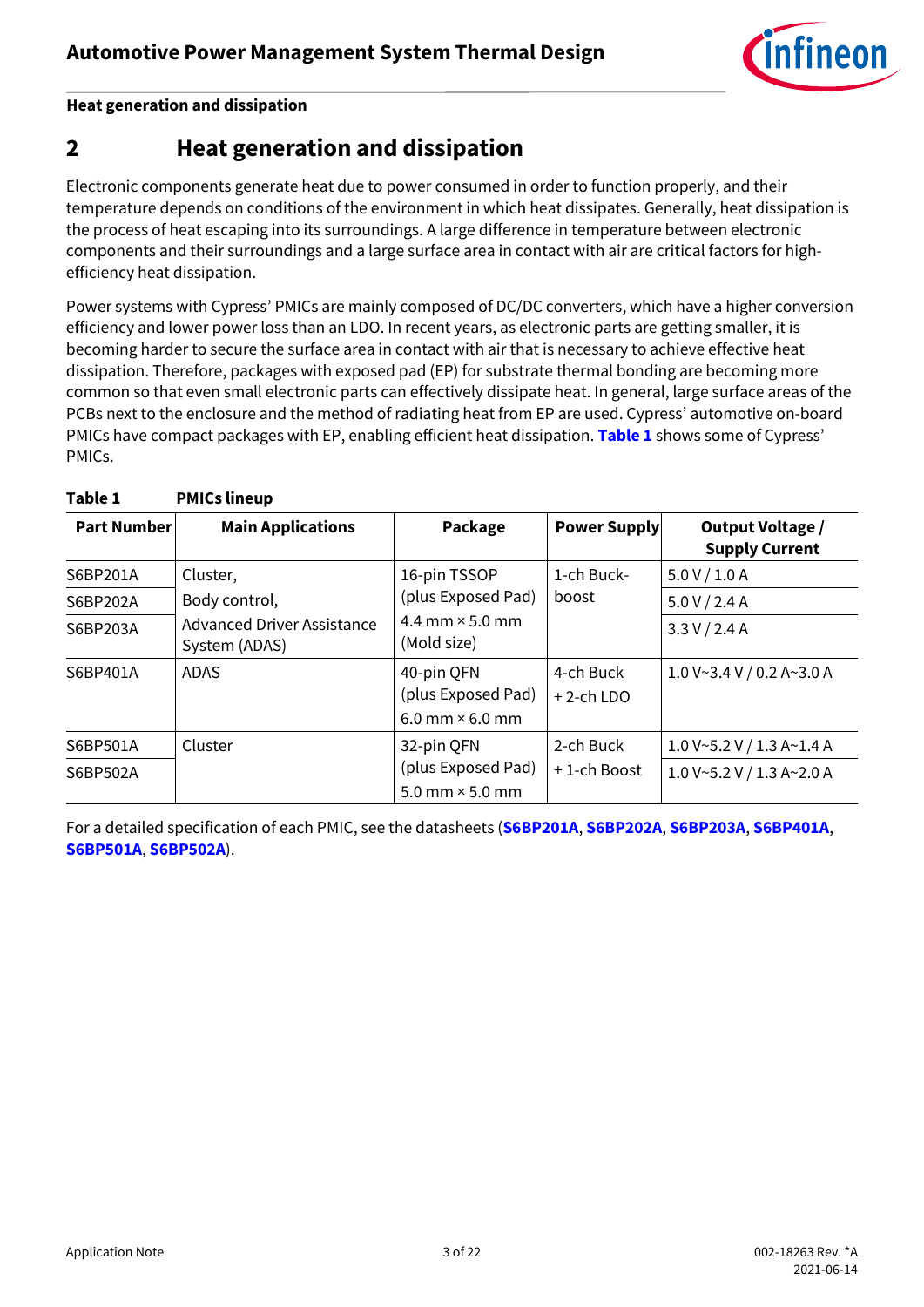## 2 Heat generation and dissipation

Electronic components generate heat due to power consumed in order to function properly, and their temperature depends on conditions of the environment in which heat dissipates. Generally, heat dissipation is the process of heat escaping into its surroundings. A large difference in temperature between electronic components and their surroundings and a large surface area in contact with air are critical factors for high-efficiency heat dissipation.

Power systems with Cypress' PMICs are mainly composed of DC/DC converters, which have a higher conversion efficiency and lower power loss than an LDO. In recent years, as electronic parts are getting smaller, it is becoming harder to secure the surface area in contact with air that is necessary to achieve effective heat dissipation. Therefore, packages with exposed pad (EP) for substrate thermal bonding are becoming more common so that even small electronic parts can effectively dissipate heat. In general, large surface areas of the PCBs next to the enclosure and the method of radiating heat from EP are used. Cypress' automotive on-board PMICs have compact packages with EP, enabling efficient heat dissipation. **Table 1** shows some of Cypress' PMICs.

**Table 1 PMICs lineup**

| Part Number | Main Applications | Package | Power Supply | Output Voltage / Supply Current |
|---|---|---|---|---|
| S6BP201A | Cluster, Body control, Advanced Driver Assistance System (ADAS) | 16-pin TSSOP (plus Exposed Pad) 4.4 mm × 5.0 mm (Mold size) | 1-ch Buck-boost | 5.0 V / 1.0 A |
| S6BP202A | | | | 5.0 V / 2.4 A |
| S6BP203A | | | | 3.3 V / 2.4 A |
| S6BP401A | ADAS | 40-pin QFN (plus Exposed Pad) 6.0 mm × 6.0 mm | 4-ch Buck + 2-ch LDO | 1.0 V~3.4 V / 0.2 A~3.0 A |
| S6BP501A | Cluster | 32-pin QFN (plus Exposed Pad) 5.0 mm × 5.0 mm | 2-ch Buck + 1-ch Boost | 1.0 V~5.2 V / 1.3 A~1.4 A |
| S6BP502A | | | | 1.0 V~5.2 V / 1.3 A~2.0 A |

For a detailed specification of each PMIC, see the datasheets (**S6BP201A**, **S6BP202A**, **S6BP203A**, **S6BP401A**, **S6BP501A**, **S6BP502A**).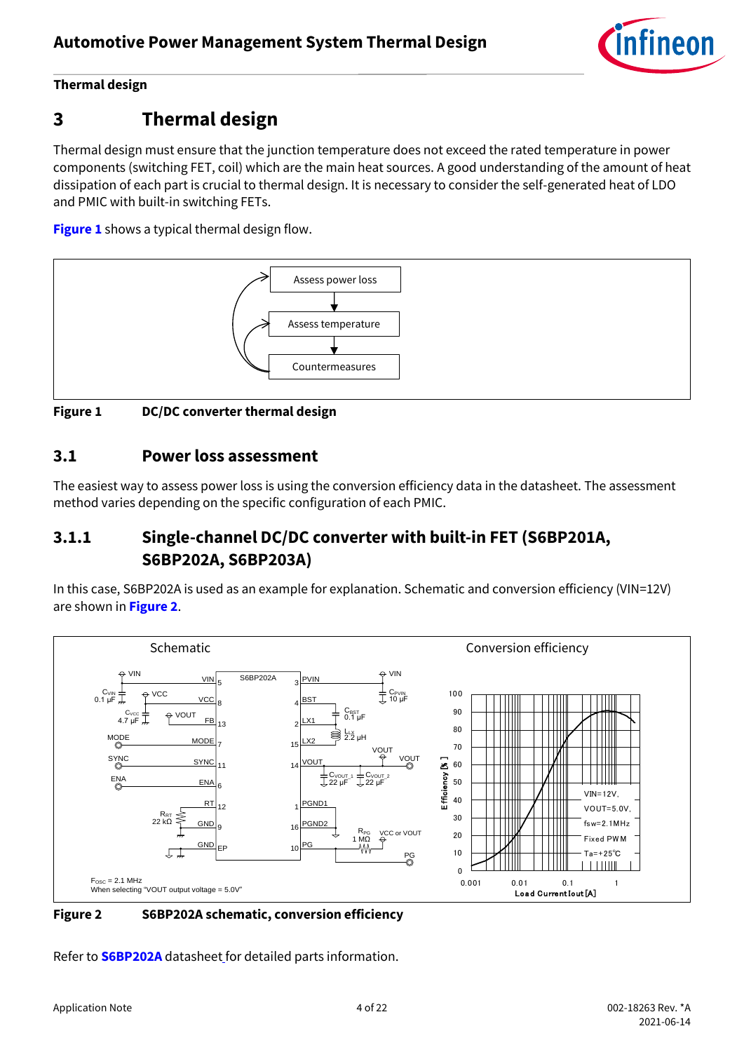# 3 Thermal design

Thermal design must ensure that the junction temperature does not exceed the rated temperature in power components (switching FET, coil) which are the main heat sources. A good understanding of the amount of heat dissipation of each part is crucial to thermal design. It is necessary to consider the self-generated heat of LDO and PMIC with built-in switching FETs.

**Figure 1** shows a typical thermal design flow.

**Figure 1 DC/DC converter thermal design**

## 3.1 Power loss assessment

The easiest way to assess power loss is using the conversion efficiency data in the datasheet. The assessment method varies depending on the specific configuration of each PMIC.

### 3.1.1 Single-channel DC/DC converter with built-in FET (S6BP201A, S6BP202A, S6BP203A)

In this case, S6BP202A is used as an example for explanation. Schematic and conversion efficiency (VIN=12V) are shown in **Figure 2**.

**Figure 2 S6BP202A schematic, conversion efficiency**

Refer to **S6BP202A** datasheet for detailed parts information.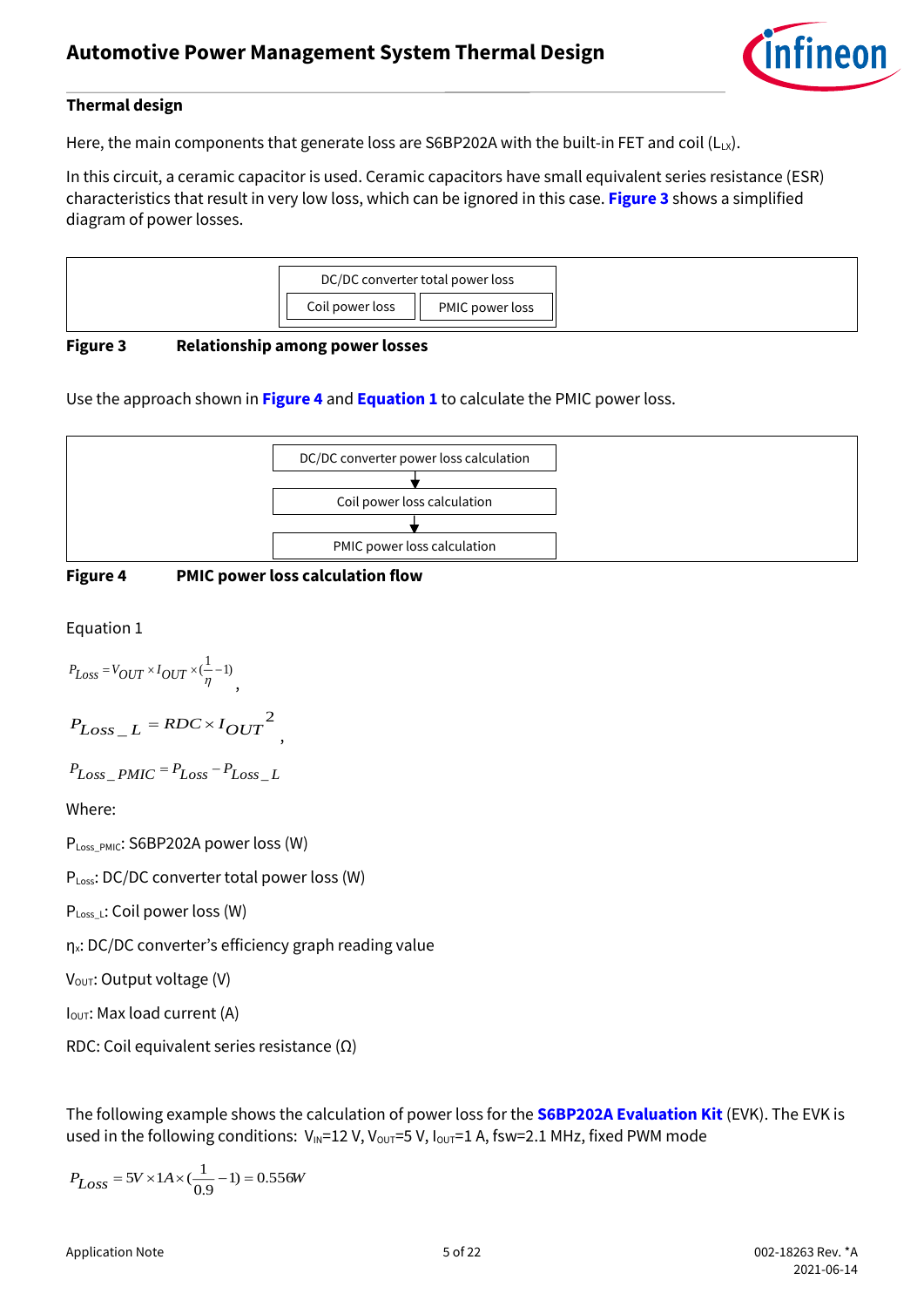### Thermal design

Here, the main components that generate loss are S6BP202A with the built-in FET and coil ($L_{LX}$).

In this circuit, a ceramic capacitor is used. Ceramic capacitors have small equivalent series resistance (ESR) characteristics that result in very low loss, which can be ignored in this case. **Figure 3** shows a simplified diagram of power losses.

| DC/DC converter total power loss | |
|---|---|
| Coil power loss | PMIC power loss |

**Figure 3 Relationship among power losses**

Use the approach shown in **Figure 4** and **Equation 1** to calculate the PMIC power loss.

DC/DC converter power loss calculation
↓
Coil power loss calculation
↓
PMIC power loss calculation

**Figure 4 PMIC power loss calculation flow**

Equation 1

$$P_{Loss} = V_{OUT} \times I_{OUT} \times (\frac{1}{\eta} - 1),$$

$$P_{Loss\_L} = RDC \times I_{OUT}{}^{2},$$

$$P_{Loss\_PMIC} = P_{Loss} - P_{Loss\_L}$$

Where:

$P_{Loss\_PMIC}$: S6BP202A power loss (W)

$P_{Loss}$: DC/DC converter total power loss (W)

$P_{Loss\_L}$: Coil power loss (W)

$\eta_x$: DC/DC converter's efficiency graph reading value

$V_{OUT}$: Output voltage (V)

$I_{OUT}$: Max load current (A)

RDC: Coil equivalent series resistance (Ω)

The following example shows the calculation of power loss for the **S6BP202A Evaluation Kit** (EVK). The EVK is used in the following conditions: $V_{IN}$=12 V, $V_{OUT}$=5 V, $I_{OUT}$=1 A, fsw=2.1 MHz, fixed PWM mode

$$P_{Loss} = 5V \times 1A \times (\frac{1}{0.9} - 1) = 0.556W$$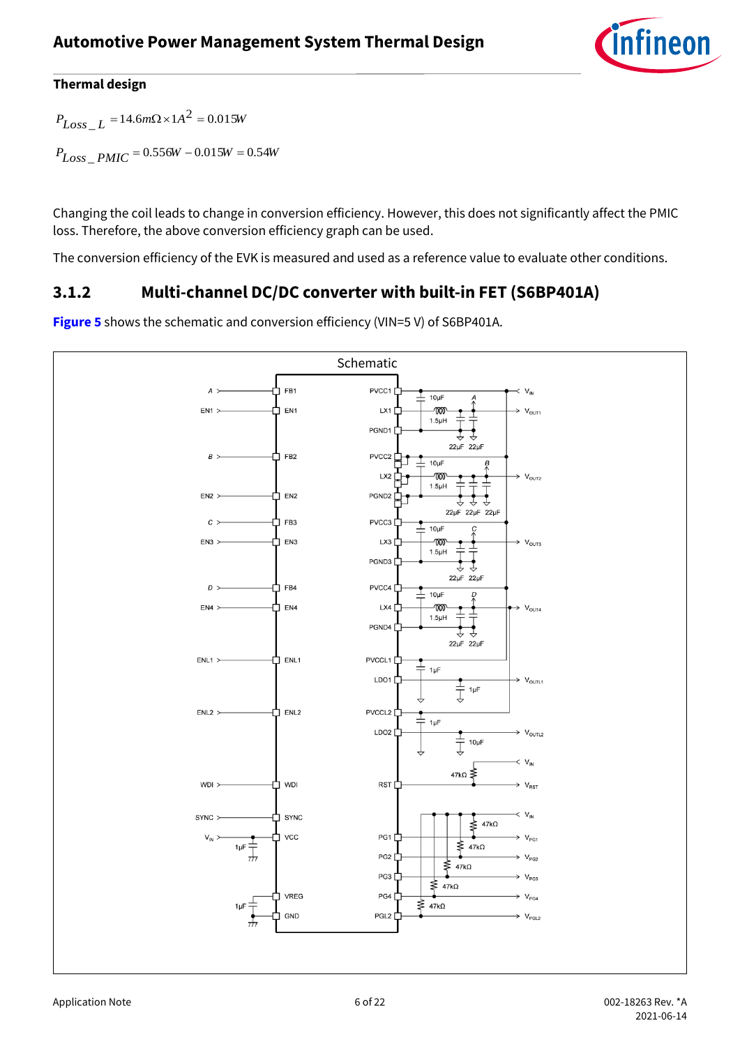**Thermal design**

$$P_{Loss\_L} = 14.6m\Omega \times 1A^2 = 0.015W$$

$$P_{Loss\_PMIC} = 0.556W - 0.015W = 0.54W$$

Changing the coil leads to change in conversion efficiency. However, this does not significantly affect the PMIC loss. Therefore, the above conversion efficiency graph can be used.

The conversion efficiency of the EVK is measured and used as a reference value to evaluate other conditions.

### 3.1.2 Multi-channel DC/DC converter with built-in FET (S6BP401A)

**Figure 5** shows the schematic and conversion efficiency (VIN=5 V) of S6BP401A.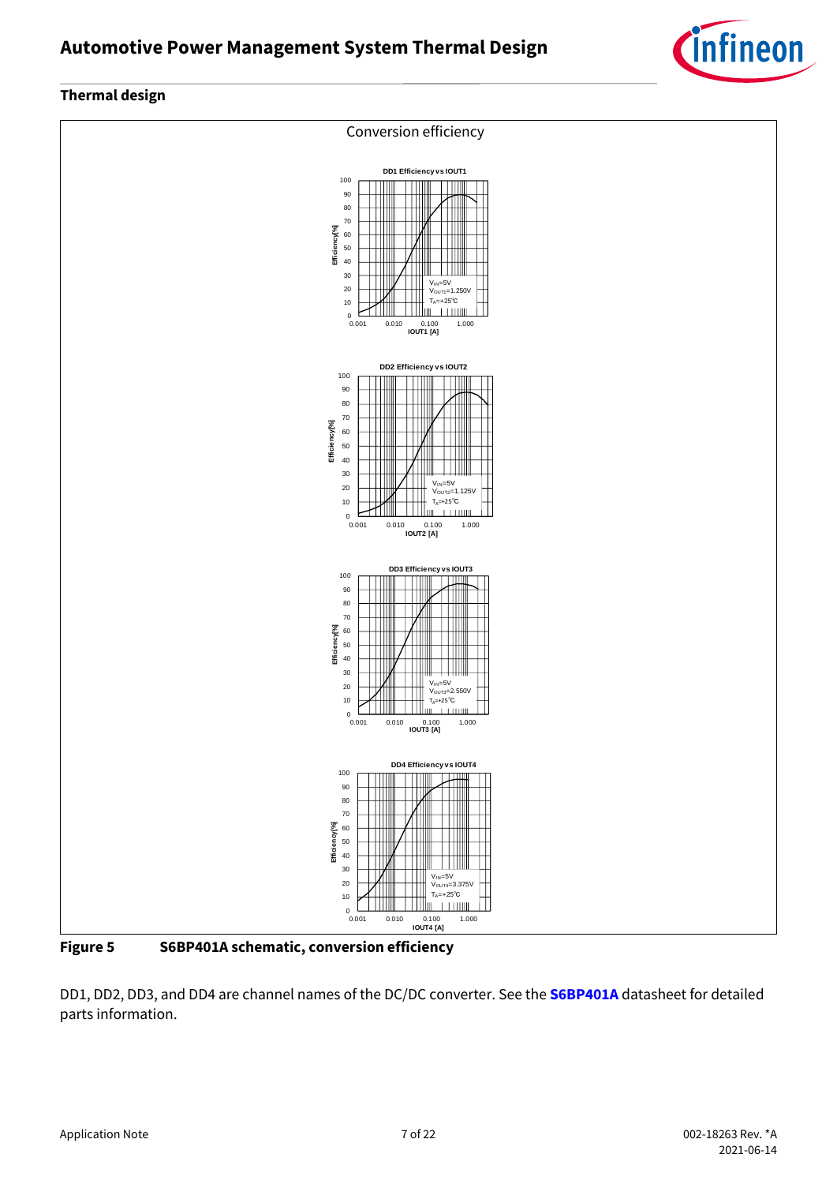### Thermal design

Conversion efficiency

**Figure 5 S6BP401A schematic, conversion efficiency**

DD1, DD2, DD3, and DD4 are channel names of the DC/DC converter. See the **S6BP401A** datasheet for detailed parts information.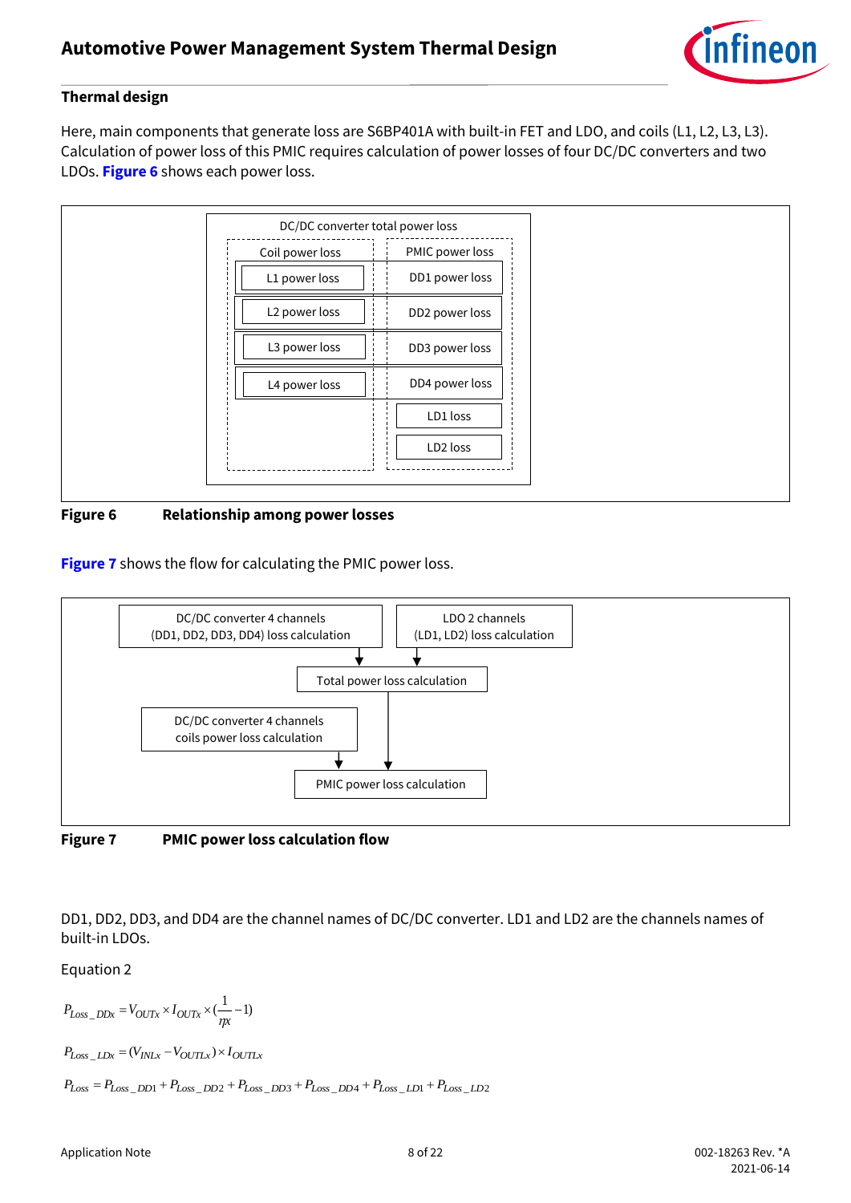## Thermal design

Here, main components that generate loss are S6BP401A with built-in FET and LDO, and coils (L1, L2, L3, L3). Calculation of power loss of this PMIC requires calculation of power losses of four DC/DC converters and two LDOs. **Figure 6** shows each power loss.

DC/DC converter total power loss

Coil power loss | PMIC power loss

L1 power loss | DD1 power loss

L2 power loss | DD2 power loss

L3 power loss | DD3 power loss

L4 power loss | DD4 power loss

LD1 loss

LD2 loss

**Figure 6 Relationship among power losses**

**Figure 7** shows the flow for calculating the PMIC power loss.

DC/DC converter 4 channels (DD1, DD2, DD3, DD4) loss calculation

LDO 2 channels (LD1, LD2) loss calculation

Total power loss calculation

DC/DC converter 4 channels coils power loss calculation

PMIC power loss calculation

**Figure 7 PMIC power loss calculation flow**

DD1, DD2, DD3, and DD4 are the channel names of DC/DC converter. LD1 and LD2 are the channels names of built-in LDOs.

Equation 2

$$P_{Loss\_DDx} = V_{OUTx} \times I_{OUTx} \times (\frac{1}{\eta x} - 1)$$

$$P_{Loss\_LDx} = (V_{INLx} - V_{OUTLx}) \times I_{OUTLx}$$

$$P_{Loss} = P_{Loss\_DD1} + P_{Loss\_DD2} + P_{Loss\_DD3} + P_{Loss\_DD4} + P_{Loss\_LD1} + P_{Loss\_LD2}$$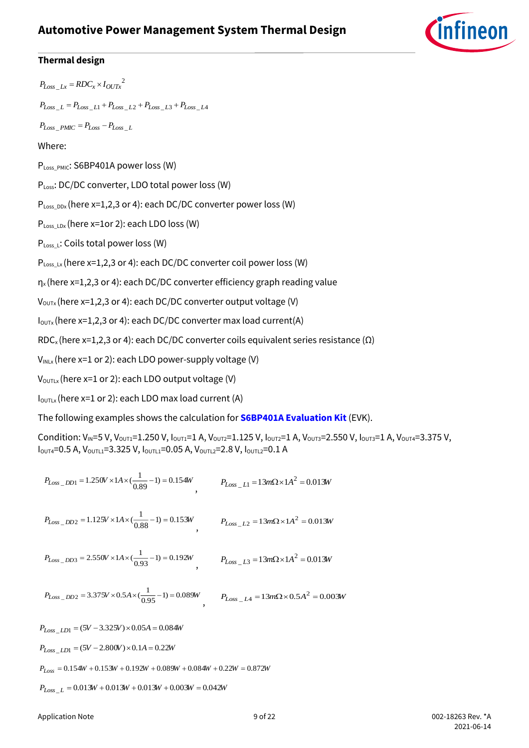**Thermal design**

$$P_{Loss\_Lx} = RDC_x \times I_{OUTx}{}^2$$

$$P_{Loss\_L} = P_{Loss\_L1} + P_{Loss\_L2} + P_{Loss\_L3} + P_{Loss\_L4}$$

$$P_{Loss\_PMIC} = P_{Loss} - P_{Loss\_L}$$

Where:

$P_{Loss\_PMIC}$: S6BP401A power loss (W)

$P_{Loss}$: DC/DC converter, LDO total power loss (W)

$P_{Loss\_DDx}$ (here x=1,2,3 or 4): each DC/DC converter power loss (W)

$P_{Loss\_LDx}$ (here x=1or 2): each LDO loss (W)

$P_{Loss\_L}$: Coils total power loss (W)

$P_{Loss\_Lx}$ (here x=1,2,3 or 4): each DC/DC converter coil power loss (W)

$\eta_x$ (here x=1,2,3 or 4): each DC/DC converter efficiency graph reading value

$V_{OUTx}$ (here x=1,2,3 or 4): each DC/DC converter output voltage (V)

$I_{OUTx}$ (here x=1,2,3 or 4): each DC/DC converter max load current(A)

$RDC_x$ (here x=1,2,3 or 4): each DC/DC converter coils equivalent series resistance (Ω)

$V_{INLx}$ (here x=1 or 2): each LDO power-supply voltage (V)

$V_{OUTLx}$ (here x=1 or 2): each LDO output voltage (V)

$I_{OUTLx}$ (here x=1 or 2): each LDO max load current (A)

The following examples shows the calculation for **S6BP401A Evaluation Kit** (EVK).

Condition: $V_{IN}$=5 V, $V_{OUT1}$=1.250 V, $I_{OUT1}$=1 A, $V_{OUT2}$=1.125 V, $I_{OUT2}$=1 A, $V_{OUT3}$=2.550 V, $I_{OUT3}$=1 A, $V_{OUT4}$=3.375 V, $I_{OUT4}$=0.5 A, $V_{OUTL1}$=3.325 V, $I_{OUTL1}$=0.05 A, $V_{OUTL2}$=2.8 V, $I_{OUTL2}$=0.1 A

$$P_{Loss\_DD1} = 1.250V \times 1A \times (\frac{1}{0.89} - 1) = 0.154W, \qquad P_{Loss\_L1} = 13m\Omega \times 1A^2 = 0.013W$$

$$P_{Loss\_DD2} = 1.125V \times 1A \times (\frac{1}{0.88} - 1) = 0.153W, \qquad P_{Loss\_L2} = 13m\Omega \times 1A^2 = 0.013W$$

$$P_{Loss\_DD3} = 2.550V \times 1A \times (\frac{1}{0.93} - 1) = 0.192W, \qquad P_{Loss\_L3} = 13m\Omega \times 1A^2 = 0.013W$$

$$P_{Loss\_DD2} = 3.375V \times 0.5A \times (\frac{1}{0.95} - 1) = 0.089W, \qquad P_{Loss\_L4} = 13m\Omega \times 0.5A^2 = 0.003W$$

$$P_{Loss\_LD1} = (5V - 3.325V) \times 0.05A = 0.084W$$

$$P_{Loss\_LD1} = (5V - 2.800V) \times 0.1A = 0.22W$$

$$P_{Loss} = 0.154W + 0.153W + 0.192W + 0.089W + 0.084W + 0.22W = 0.872W$$

$$P_{Loss\_L} = 0.013W + 0.013W + 0.013W + 0.003W = 0.042W$$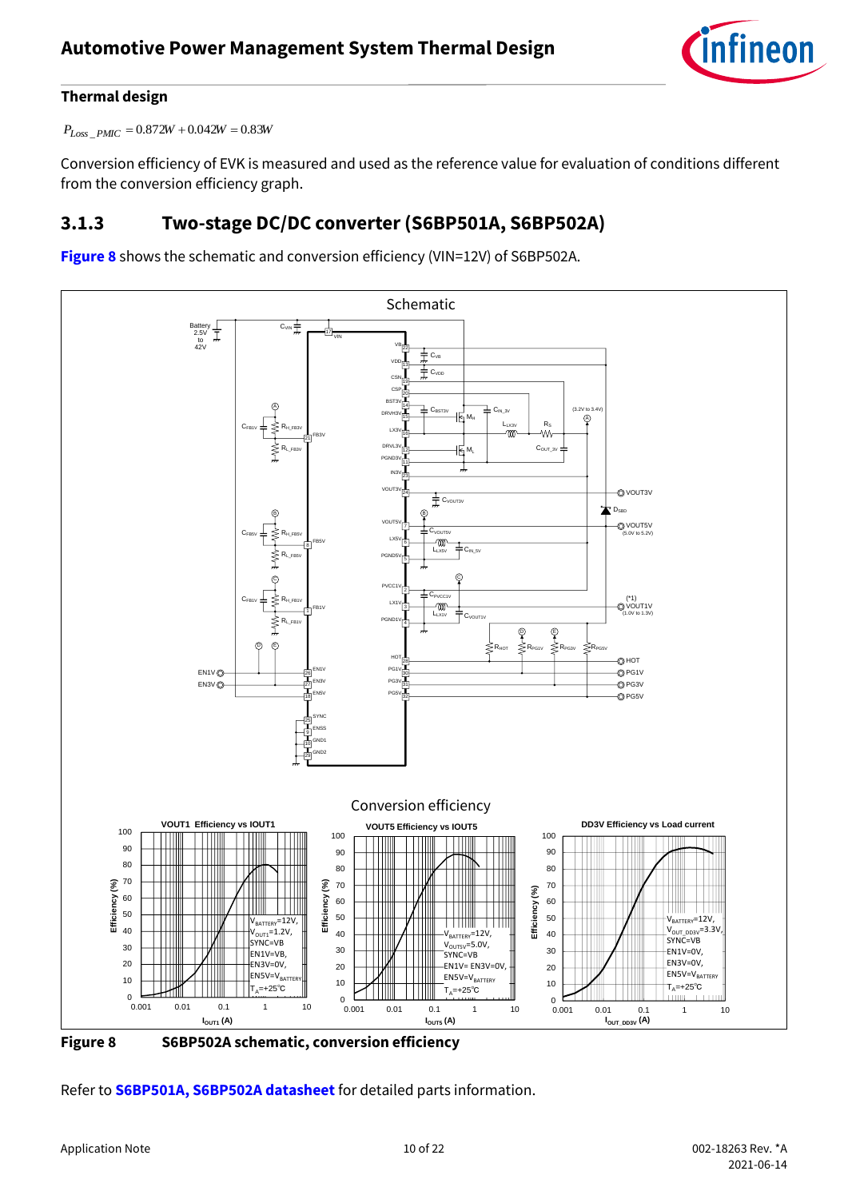## Thermal design

$$P_{Loss\_PMIC} = 0.872W + 0.042W = 0.83W$$

Conversion efficiency of EVK is measured and used as the reference value for evaluation of conditions different from the conversion efficiency graph.

### 3.1.3 Two-stage DC/DC converter (S6BP501A, S6BP502A)

**Figure 8** shows the schematic and conversion efficiency (VIN=12V) of S6BP502A.

**Figure 8** S6BP502A schematic, conversion efficiency

Refer to **S6BP501A, S6BP502A datasheet** for detailed parts information.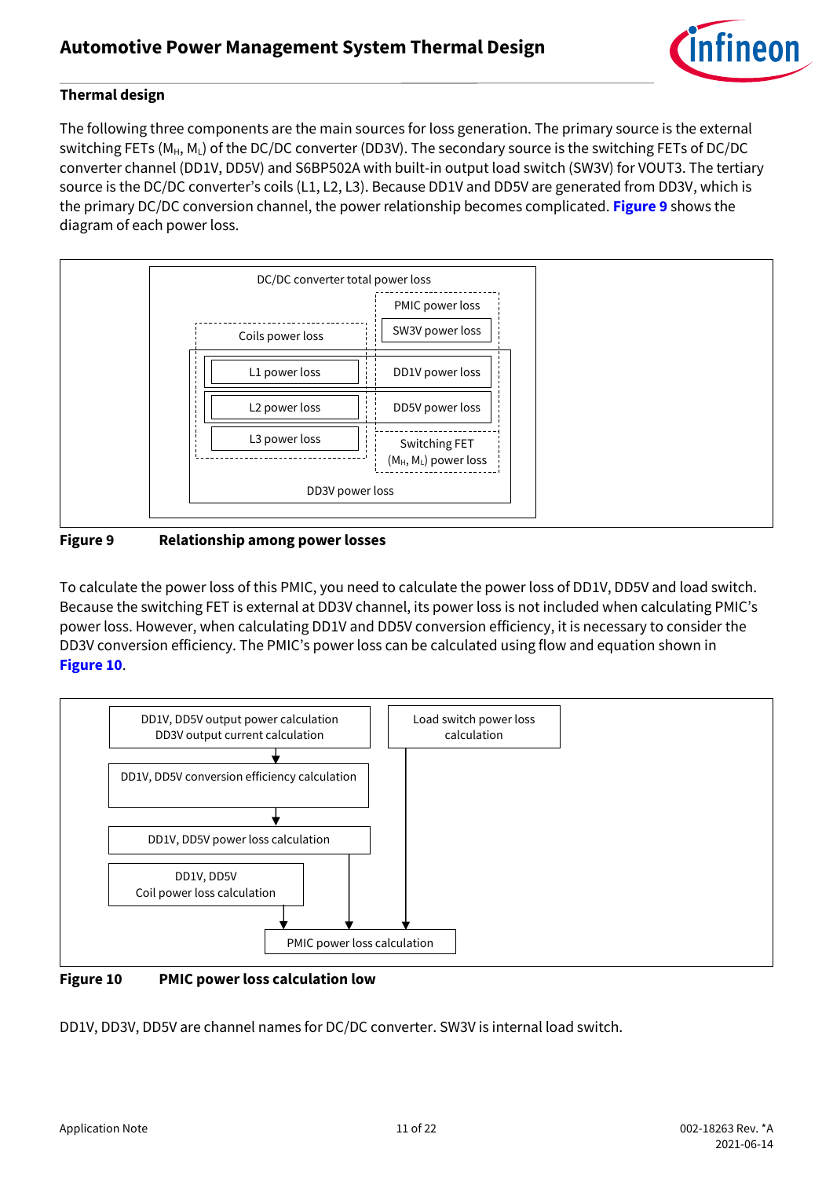**Thermal design**

The following three components are the main sources for loss generation. The primary source is the external switching FETs ($M_H$, $M_L$) of the DC/DC converter (DD3V). The secondary source is the switching FETs of DC/DC converter channel (DD1V, DD5V) and S6BP502A with built-in output load switch (SW3V) for VOUT3. The tertiary source is the DC/DC converter's coils (L1, L2, L3). Because DD1V and DD5V are generated from DD3V, which is the primary DC/DC conversion channel, the power relationship becomes complicated. **Figure 9** shows the diagram of each power loss.

DC/DC converter total power loss

PMIC power loss

SW3V power loss

Coils power loss

L1 power loss

DD1V power loss

L2 power loss

DD5V power loss

L3 power loss

Switching FET ($M_H$, $M_L$) power loss

DD3V power loss

**Figure 9 Relationship among power losses**

To calculate the power loss of this PMIC, you need to calculate the power loss of DD1V, DD5V and load switch. Because the switching FET is external at DD3V channel, its power loss is not included when calculating PMIC's power loss. However, when calculating DD1V and DD5V conversion efficiency, it is necessary to consider the DD3V conversion efficiency. The PMIC's power loss can be calculated using flow and equation shown in **Figure 10**.

DD1V, DD5V output power calculation
DD3V output current calculation

DD1V, DD5V conversion efficiency calculation

DD1V, DD5V power loss calculation

DD1V, DD5V
Coil power loss calculation

Load switch power loss calculation

PMIC power loss calculation

**Figure 10 PMIC power loss calculation low**

DD1V, DD3V, DD5V are channel names for DC/DC converter. SW3V is internal load switch.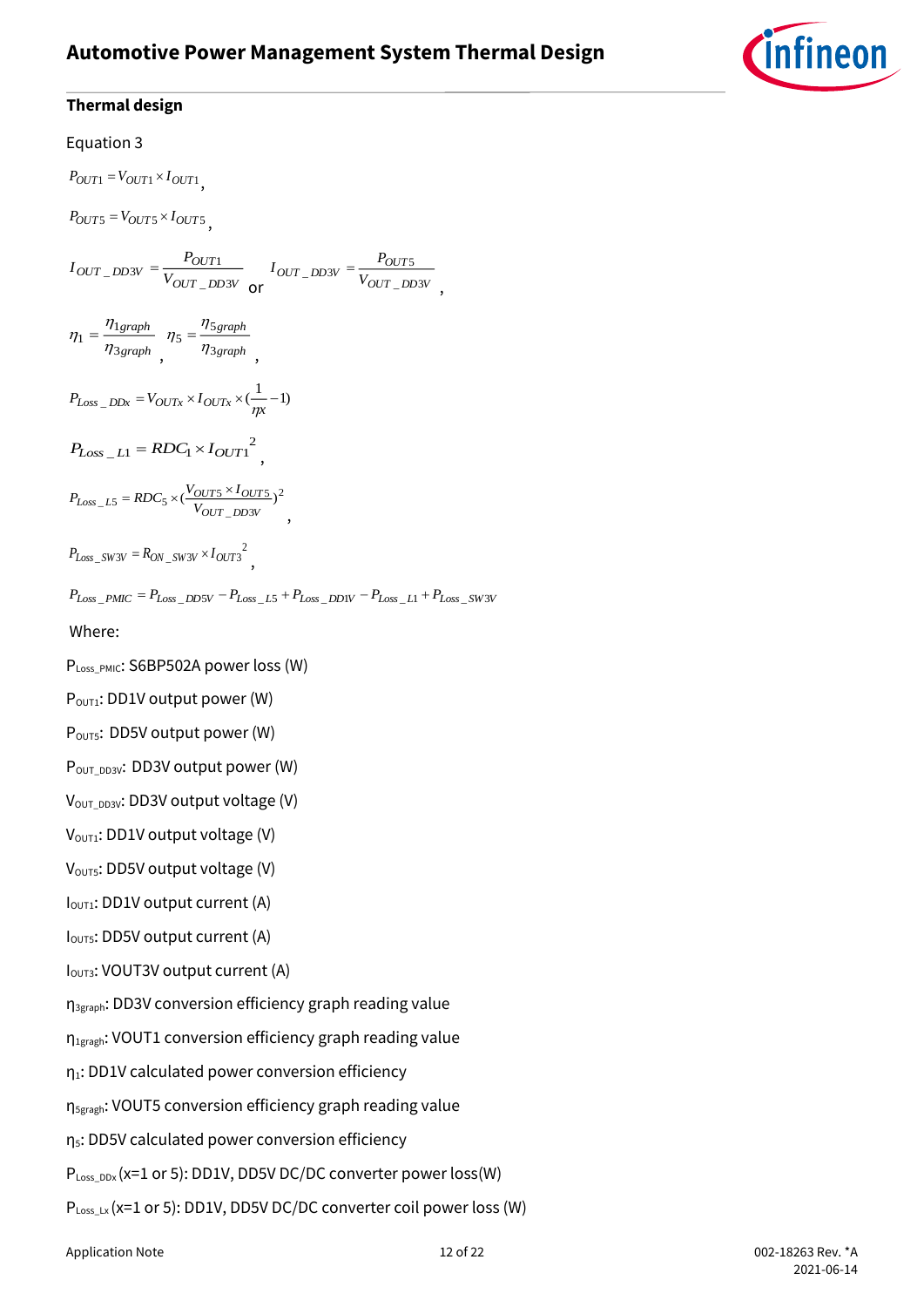## Thermal design

Equation 3

$P_{OUT1} = V_{OUT1} \times I_{OUT1}$,

$P_{OUT5} = V_{OUT5} \times I_{OUT5}$,

$I_{OUT\_DD3V} = \dfrac{P_{OUT1}}{V_{OUT\_DD3V}}$ or $I_{OUT\_DD3V} = \dfrac{P_{OUT5}}{V_{OUT\_DD3V}}$,

$\eta_1 = \dfrac{\eta_{1graph}}{\eta_{3graph}}$, $\eta_5 = \dfrac{\eta_{5graph}}{\eta_{3graph}}$,

$$P_{Loss\_DDx} = V_{OUTx} \times I_{OUTx} \times (\frac{1}{\eta x} - 1)$$

$$P_{Loss\_L1} = RDC_1 \times I_{OUT1}^{\ 2},$$

$$P_{Loss\_L5} = RDC_5 \times (\frac{V_{OUT5} \times I_{OUT5}}{V_{OUT\_DD3V}})^2,$$

$$P_{Loss\_SW3V} = R_{ON\_SW3V} \times I_{OUT3}^{\ 2},$$

$$P_{Loss\_PMIC} = P_{Loss\_DD5V} - P_{Loss\_L5} + P_{Loss\_DD1V} - P_{Loss\_L1} + P_{Loss\_SW3V}$$

Where:

$P_{Loss\_PMIC}$: S6BP502A power loss (W)

$P_{OUT1}$: DD1V output power (W)

$P_{OUT5}$: DD5V output power (W)

$P_{OUT\_DD3V}$: DD3V output power (W)

$V_{OUT\_DD3V}$: DD3V output voltage (V)

$V_{OUT1}$: DD1V output voltage (V)

$V_{OUT5}$: DD5V output voltage (V)

$I_{OUT1}$: DD1V output current (A)

$I_{OUT5}$: DD5V output current (A)

$I_{OUT3}$: VOUT3V output current (A)

$\eta_{3graph}$: DD3V conversion efficiency graph reading value

$\eta_{1gragh}$: VOUT1 conversion efficiency graph reading value

$\eta_1$: DD1V calculated power conversion efficiency

$\eta_{5gragh}$: VOUT5 conversion efficiency graph reading value

$\eta_5$: DD5V calculated power conversion efficiency

$P_{Loss\_DDx}$ (x=1 or 5): DD1V, DD5V DC/DC converter power loss(W)

$P_{Loss\_Lx}$ (x=1 or 5): DD1V, DD5V DC/DC converter coil power loss (W)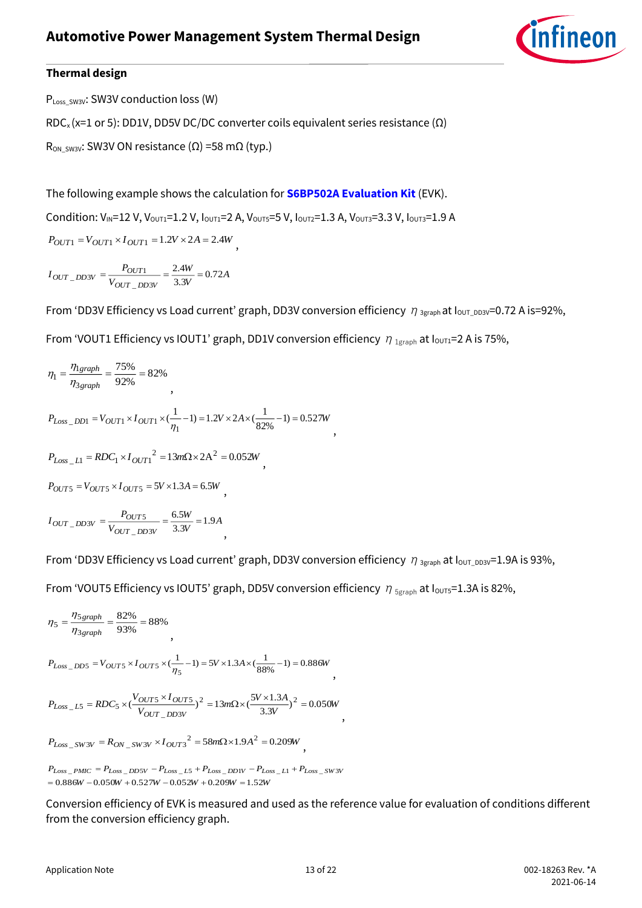### Thermal design

$P_{Loss\_SW3V}$: SW3V conduction loss (W)

$RDC_x$ (x=1 or 5): DD1V, DD5V DC/DC converter coils equivalent series resistance (Ω)

$R_{ON\_SW3V}$: SW3V ON resistance (Ω) =58 mΩ (typ.)

The following example shows the calculation for **S6BP502A Evaluation Kit** (EVK).

Condition: $V_{IN}$=12 V, $V_{OUT1}$=1.2 V, $I_{OUT1}$=2 A, $V_{OUT5}$=5 V, $I_{OUT2}$=1.3 A, $V_{OUT3}$=3.3 V, $I_{OUT3}$=1.9 A

$$P_{OUT1} = V_{OUT1} \times I_{OUT1} = 1.2V \times 2A = 2.4W,$$

$$I_{OUT\_DD3V} = \frac{P_{OUT1}}{V_{OUT\_DD3V}} = \frac{2.4W}{3.3V} = 0.72A$$

From 'DD3V Efficiency vs Load current' graph, DD3V conversion efficiency $\eta_{3graph}$ at $I_{OUT\_DD3V}$=0.72 A is=92%,

From 'VOUT1 Efficiency vs IOUT1' graph, DD1V conversion efficiency $\eta_{1graph}$ at $I_{OUT1}$=2 A is 75%,

$$\eta_1 = \frac{\eta_{1graph}}{\eta_{3graph}} = \frac{75\%}{92\%} = 82\%,$$

$$P_{Loss\_DD1} = V_{OUT1} \times I_{OUT1} \times (\frac{1}{\eta_1} - 1) = 1.2V \times 2A \times (\frac{1}{82\%} - 1) = 0.527W,$$

$$P_{Loss\_L1} = RDC_1 \times I_{OUT1}^2 = 13m\Omega \times 2A^2 = 0.052W,$$

$$P_{OUT5} = V_{OUT5} \times I_{OUT5} = 5V \times 1.3A = 6.5W,$$

$$I_{OUT\_DD3V} = \frac{P_{OUT5}}{V_{OUT\_DD3V}} = \frac{6.5W}{3.3V} = 1.9A,$$

From 'DD3V Efficiency vs Load current' graph, DD3V conversion efficiency $\eta_{3graph}$ at $I_{OUT\_DD3V}$=1.9A is 93%,

From 'VOUT5 Efficiency vs IOUT5' graph, DD5V conversion efficiency $\eta_{5graph}$ at $I_{OUT5}$=1.3A is 82%,

$$\eta_5 = \frac{\eta_{5graph}}{\eta_{3graph}} = \frac{82\%}{93\%} = 88\%,$$

$$P_{Loss\_DD5} = V_{OUT5} \times I_{OUT5} \times (\frac{1}{\eta_5} - 1) = 5V \times 1.3A \times (\frac{1}{88\%} - 1) = 0.886W,$$

$$P_{Loss\_L5} = RDC_5 \times (\frac{V_{OUT5} \times I_{OUT5}}{V_{OUT\_DD3V}})^2 = 13m\Omega \times (\frac{5V \times 1.3A}{3.3V})^2 = 0.050W,$$

$$P_{Loss\_SW3V} = R_{ON\_SW3V} \times I_{OUT3}^2 = 58m\Omega \times 1.9A^2 = 0.209W,$$

$$P_{Loss\_PMIC} = P_{Loss\_DD5V} - P_{Loss\_L5} + P_{Loss\_DD1V} - P_{Loss\_L1} + P_{Loss\_SW3V}$$
$$= 0.886W - 0.050W + 0.527W - 0.052W + 0.209W = 1.52W$$

Conversion efficiency of EVK is measured and used as the reference value for evaluation of conditions different from the conversion efficiency graph.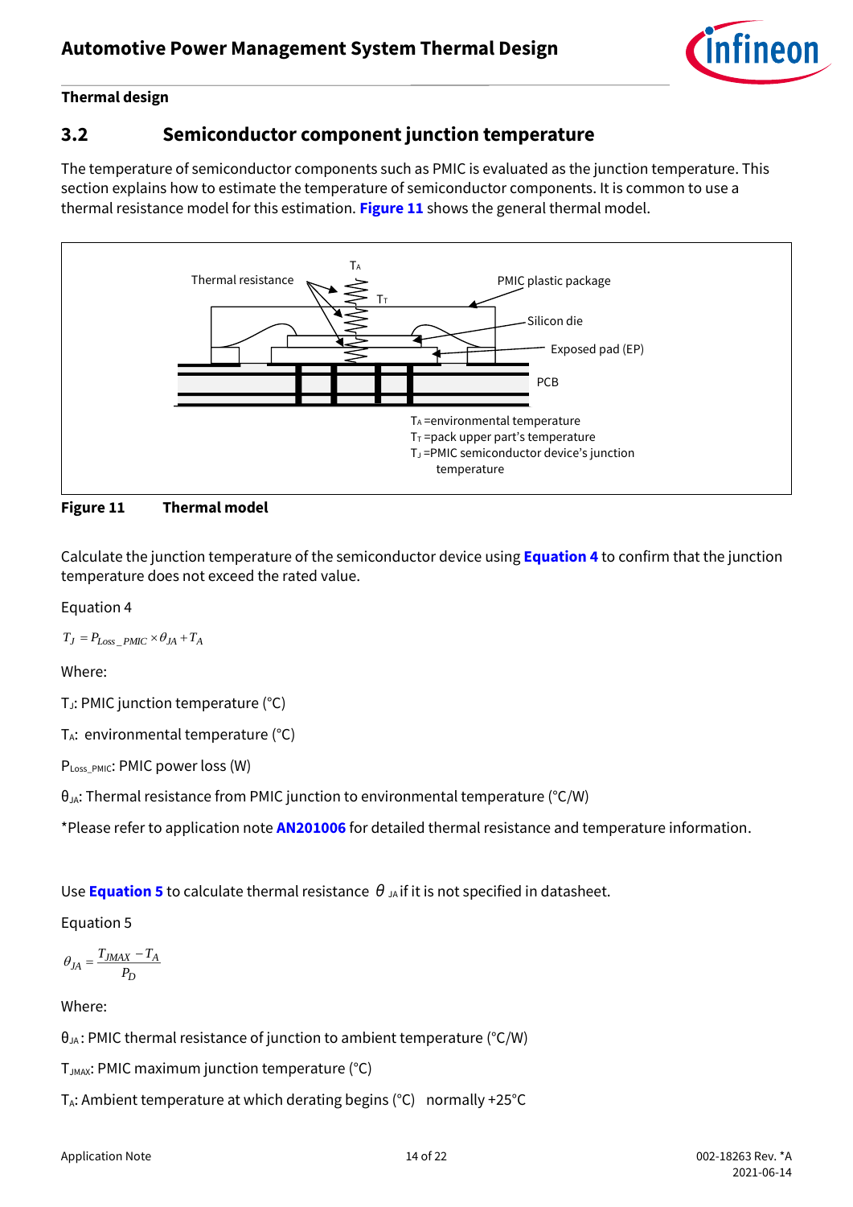## Thermal design

### 3.2 Semiconductor component junction temperature

The temperature of semiconductor components such as PMIC is evaluated as the junction temperature. This section explains how to estimate the temperature of semiconductor components. It is common to use a thermal resistance model for this estimation. **Figure 11** shows the general thermal model.

Thermal resistance

$T_A$

$T_T$

PMIC plastic package

Silicon die

Exposed pad (EP)

PCB

$T_A$ =environmental temperature
$T_T$ =pack upper part's temperature
$T_J$ =PMIC semiconductor device's junction temperature

**Figure 11 Thermal model**

Calculate the junction temperature of the semiconductor device using **Equation 4** to confirm that the junction temperature does not exceed the rated value.

Equation 4

$$T_J = P_{Loss\_PMIC} \times \theta_{JA} + T_A$$

Where:

$T_J$: PMIC junction temperature (°C)

$T_A$: environmental temperature (°C)

$P_{Loss\_PMIC}$: PMIC power loss (W)

$\theta_{JA}$: Thermal resistance from PMIC junction to environmental temperature (°C/W)

*Please refer to application note **AN201006** for detailed thermal resistance and temperature information.

Use **Equation 5** to calculate thermal resistance $\theta_{JA}$ if it is not specified in datasheet.

Equation 5

$$\theta_{JA} = \frac{T_{JMAX} - T_A}{P_D}$$

Where:

$\theta_{JA}$: PMIC thermal resistance of junction to ambient temperature (°C/W)

$T_{JMAX}$: PMIC maximum junction temperature (°C)

$T_A$: Ambient temperature at which derating begins (°C) normally +25°C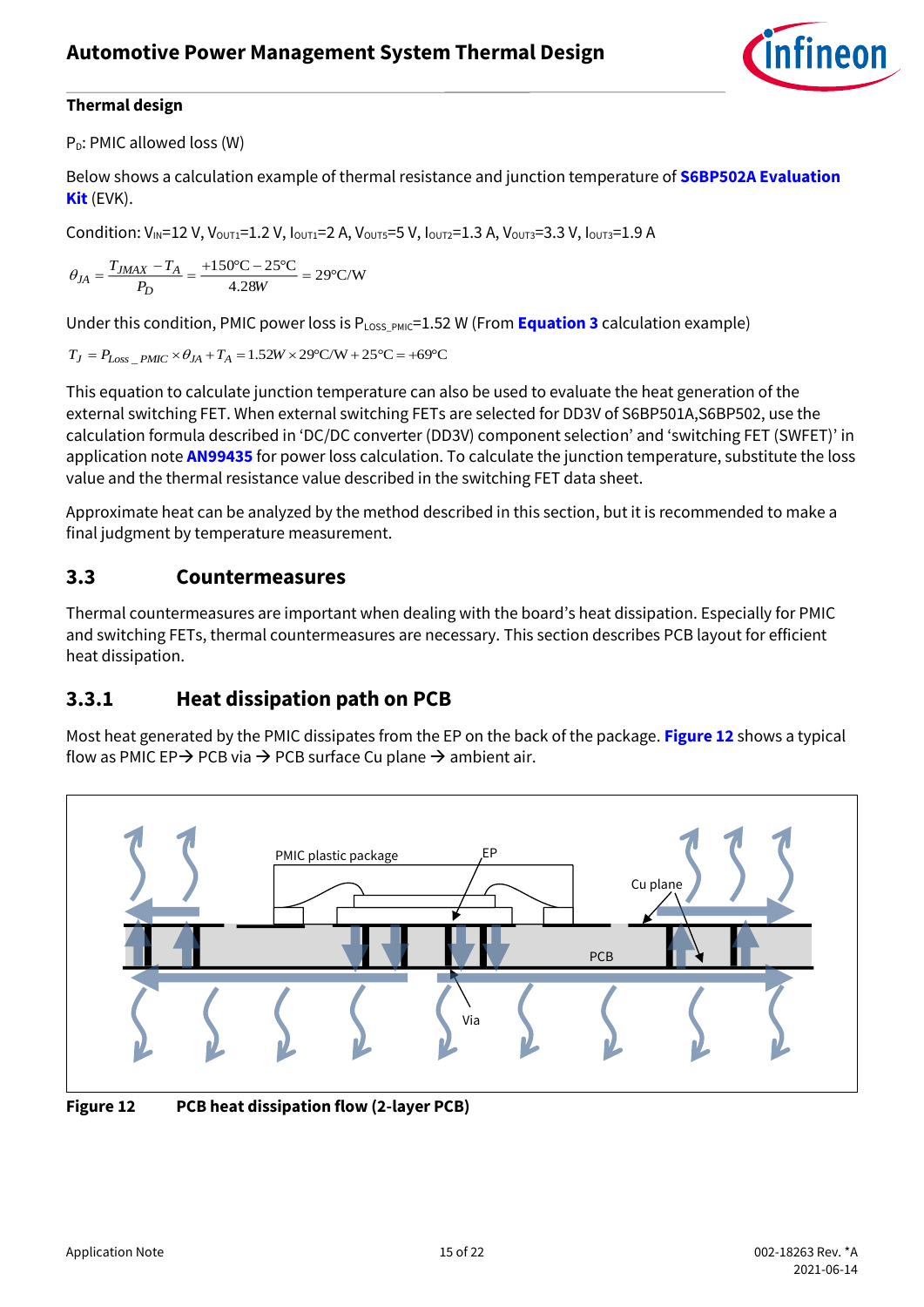**Thermal design**

$P_D$: PMIC allowed loss (W)

Below shows a calculation example of thermal resistance and junction temperature of **S6BP502A Evaluation Kit** (EVK).

Condition: $V_{IN}$=12 V, $V_{OUT1}$=1.2 V, $I_{OUT1}$=2 A, $V_{OUT5}$=5 V, $I_{OUT2}$=1.3 A, $V_{OUT3}$=3.3 V, $I_{OUT3}$=1.9 A

$$\theta_{JA} = \frac{T_{JMAX} - T_A}{P_D} = \frac{+150°C - 25°C}{4.28W} = 29°C/W$$

Under this condition, PMIC power loss is $P_{LOSS\_PMIC}$=1.52 W (From **Equation 3** calculation example)

$$T_J = P_{Loss\_PMIC} \times \theta_{JA} + T_A = 1.52W \times 29°C/W + 25°C = +69°C$$

This equation to calculate junction temperature can also be used to evaluate the heat generation of the external switching FET. When external switching FETs are selected for DD3V of S6BP501A,S6BP502, use the calculation formula described in 'DC/DC converter (DD3V) component selection' and 'switching FET (SWFET)' in application note **AN99435** for power loss calculation. To calculate the junction temperature, substitute the loss value and the thermal resistance value described in the switching FET data sheet.

Approximate heat can be analyzed by the method described in this section, but it is recommended to make a final judgment by temperature measurement.

## 3.3 Countermeasures

Thermal countermeasures are important when dealing with the board's heat dissipation. Especially for PMIC and switching FETs, thermal countermeasures are necessary. This section describes PCB layout for efficient heat dissipation.

### 3.3.1 Heat dissipation path on PCB

Most heat generated by the PMIC dissipates from the EP on the back of the package. **Figure 12** shows a typical flow as PMIC EP→ PCB via → PCB surface Cu plane → ambient air.

**Figure 12 PCB heat dissipation flow (2-layer PCB)**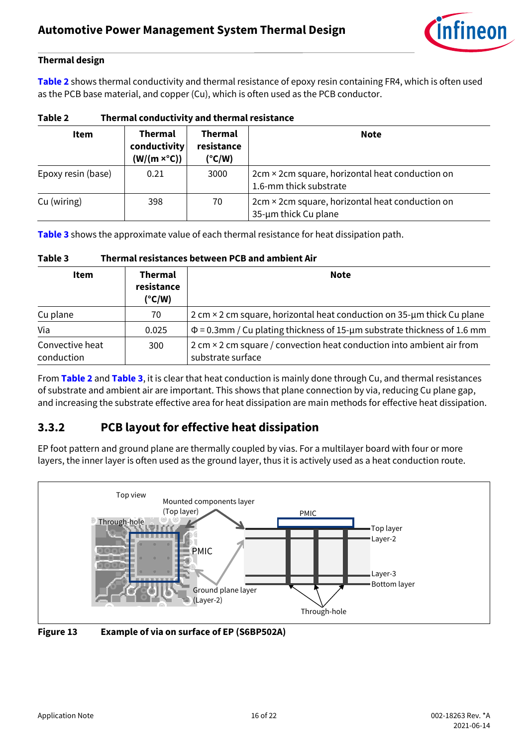**Thermal design**

Table 2 shows thermal conductivity and thermal resistance of epoxy resin containing FR4, which is often used as the PCB base material, and copper (Cu), which is often used as the PCB conductor.

**Table 2 Thermal conductivity and thermal resistance**

| Item | Thermal conductivity (W/(m ×°C)) | Thermal resistance (°C/W) | Note |
|---|---|---|---|
| Epoxy resin (base) | 0.21 | 3000 | 2cm × 2cm square, horizontal heat conduction on 1.6-mm thick substrate |
| Cu (wiring) | 398 | 70 | 2cm × 2cm square, horizontal heat conduction on 35-µm thick Cu plane |

Table 3 shows the approximate value of each thermal resistance for heat dissipation path.

**Table 3 Thermal resistances between PCB and ambient Air**

| Item | Thermal resistance (°C/W) | Note |
|---|---|---|
| Cu plane | 70 | 2 cm × 2 cm square, horizontal heat conduction on 35-µm thick Cu plane |
| Via | 0.025 | Φ = 0.3mm / Cu plating thickness of 15-µm substrate thickness of 1.6 mm |
| Convective heat conduction | 300 | 2 cm × 2 cm square / convection heat conduction into ambient air from substrate surface |

From Table 2 and Table 3, it is clear that heat conduction is mainly done through Cu, and thermal resistances of substrate and ambient air are important. This shows that plane connection by via, reducing Cu plane gap, and increasing the substrate effective area for heat dissipation are main methods for effective heat dissipation.

## 3.3.2 PCB layout for effective heat dissipation

EP foot pattern and ground plane are thermally coupled by vias. For a multilayer board with four or more layers, the inner layer is often used as the ground layer, thus it is actively used as a heat conduction route.

**Figure 13 Example of via on surface of EP (S6BP502A)**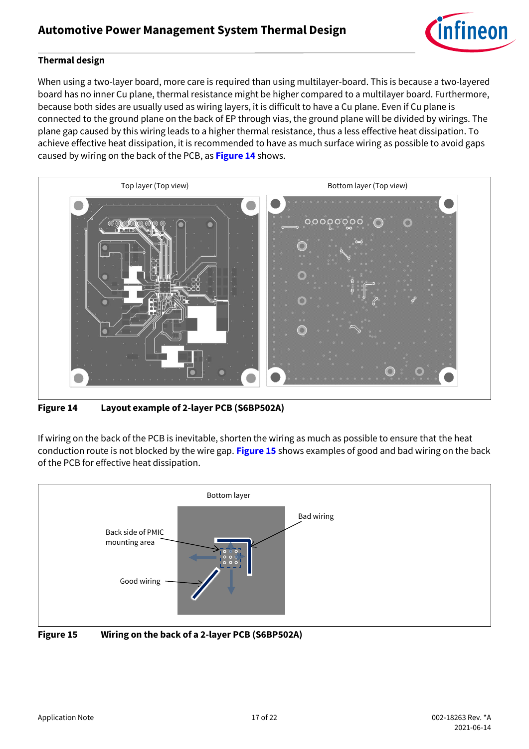**Thermal design**

When using a two-layer board, more care is required than using multilayer-board. This is because a two-layered board has no inner Cu plane, thermal resistance might be higher compared to a multilayer board. Furthermore, because both sides are usually used as wiring layers, it is difficult to have a Cu plane. Even if Cu plane is connected to the ground plane on the back of EP through vias, the ground plane will be divided by wirings. The plane gap caused by this wiring leads to a higher thermal resistance, thus a less effective heat dissipation. To achieve effective heat dissipation, it is recommended to have as much surface wiring as possible to avoid gaps caused by wiring on the back of the PCB, as **Figure 14** shows.

Top layer (Top view) — Bottom layer (Top view)

**Figure 14 Layout example of 2-layer PCB (S6BP502A)**

If wiring on the back of the PCB is inevitable, shorten the wiring as much as possible to ensure that the heat conduction route is not blocked by the wire gap. **Figure 15** shows examples of good and bad wiring on the back of the PCB for effective heat dissipation.

Bottom layer — Back side of PMIC mounting area — Good wiring — Bad wiring

**Figure 15 Wiring on the back of a 2-layer PCB (S6BP502A)**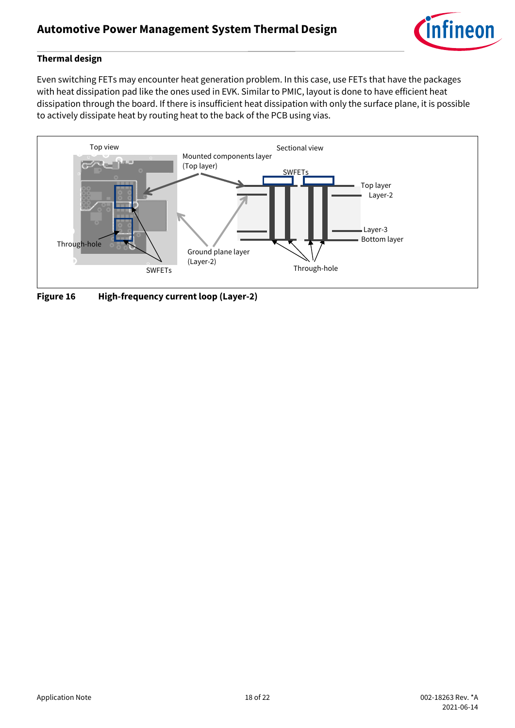### Thermal design

Even switching FETs may encounter heat generation problem. In this case, use FETs that have the packages with heat dissipation pad like the ones used in EVK. Similar to PMIC, layout is done to have efficient heat dissipation through the board. If there is insufficient heat dissipation with only the surface plane, it is possible to actively dissipate heat by routing heat to the back of the PCB using vias.

**Figure 16 High-frequency current loop (Layer-2)**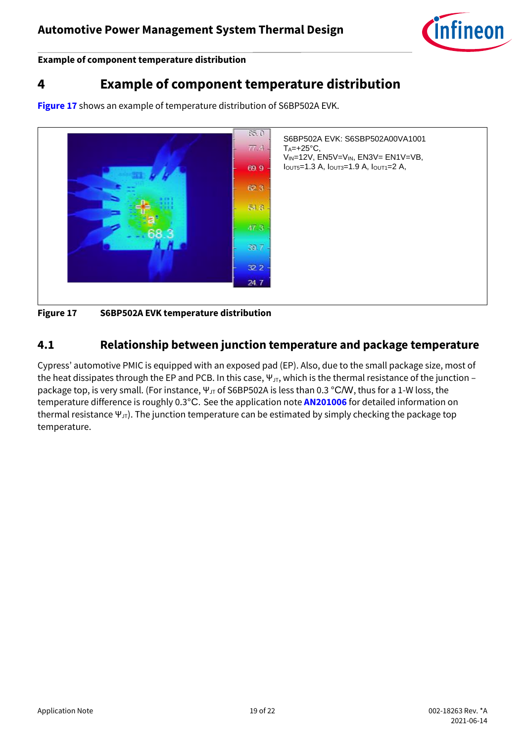# 4 Example of component temperature distribution

Figure 17 shows an example of temperature distribution of S6BP502A EVK.

S6BP502A EVK: S6SBP502A00VA1001
$T_A$=+25°C,
$V_{IN}$=12V, EN5V=$V_{IN}$, EN3V= EN1V=VB,
$I_{OUT5}$=1.3 A, $I_{OUT3}$=1.9 A, $I_{OUT1}$=2 A,

**Figure 17 S6BP502A EVK temperature distribution**

## 4.1 Relationship between junction temperature and package temperature

Cypress' automotive PMIC is equipped with an exposed pad (EP). Also, due to the small package size, most of the heat dissipates through the EP and PCB. In this case, $\Psi_{JT}$, which is the thermal resistance of the junction – package top, is very small. (For instance, $\Psi_{JT}$ of S6BP502A is less than 0.3 °C/W, thus for a 1-W loss, the temperature difference is roughly 0.3°C. See the application note **AN201006** for detailed information on thermal resistance $\Psi_{JT}$). The junction temperature can be estimated by simply checking the package top temperature.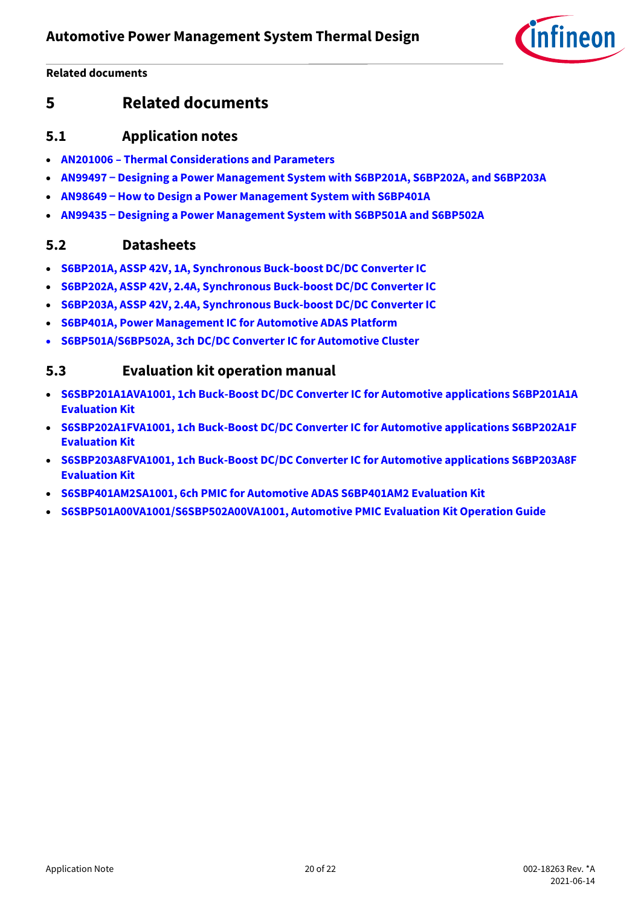# 5 Related documents

## 5.1 Application notes

- AN201006 – Thermal Considerations and Parameters
- AN99497 – Designing a Power Management System with S6BP201A, S6BP202A, and S6BP203A
- AN98649 – How to Design a Power Management System with S6BP401A
- AN99435 – Designing a Power Management System with S6BP501A and S6BP502A

## 5.2 Datasheets

- S6BP201A, ASSP 42V, 1A, Synchronous Buck-boost DC/DC Converter IC
- S6BP202A, ASSP 42V, 2.4A, Synchronous Buck-boost DC/DC Converter IC
- S6BP203A, ASSP 42V, 2.4A, Synchronous Buck-boost DC/DC Converter IC
- S6BP401A, Power Management IC for Automotive ADAS Platform
- S6BP501A/S6BP502A, 3ch DC/DC Converter IC for Automotive Cluster

## 5.3 Evaluation kit operation manual

- S6SBP201A1AVA1001, 1ch Buck-Boost DC/DC Converter IC for Automotive applications S6BP201A1A Evaluation Kit
- S6SBP202A1FVA1001, 1ch Buck-Boost DC/DC Converter IC for Automotive applications S6BP202A1F Evaluation Kit
- S6SBP203A8FVA1001, 1ch Buck-Boost DC/DC Converter IC for Automotive applications S6BP203A8F Evaluation Kit
- S6SBP401AM2SA1001, 6ch PMIC for Automotive ADAS S6BP401AM2 Evaluation Kit
- S6SBP501A00VA1001/S6SBP502A00VA1001, Automotive PMIC Evaluation Kit Operation Guide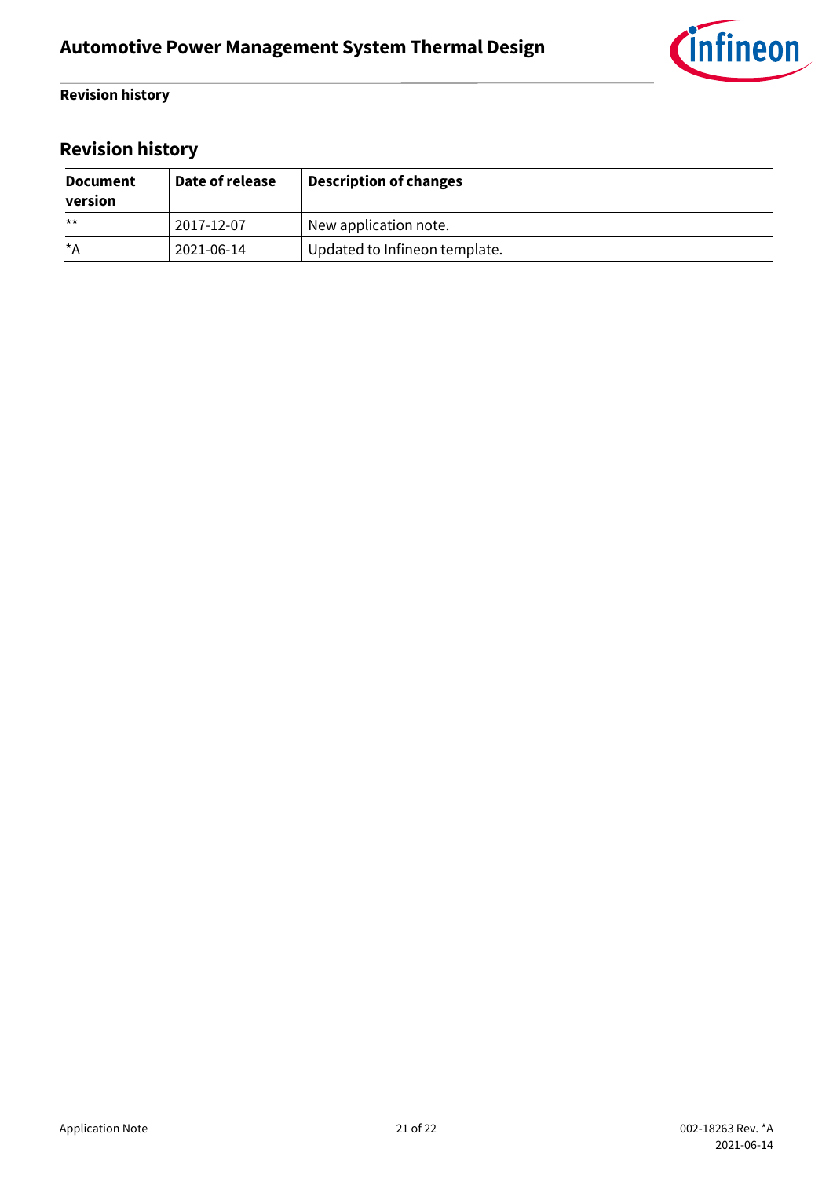## Revision history

| Document version | Date of release | Description of changes |
|---|---|---|
| ** | 2017-12-07 | New application note. |
| *A | 2021-06-14 | Updated to Infineon template. |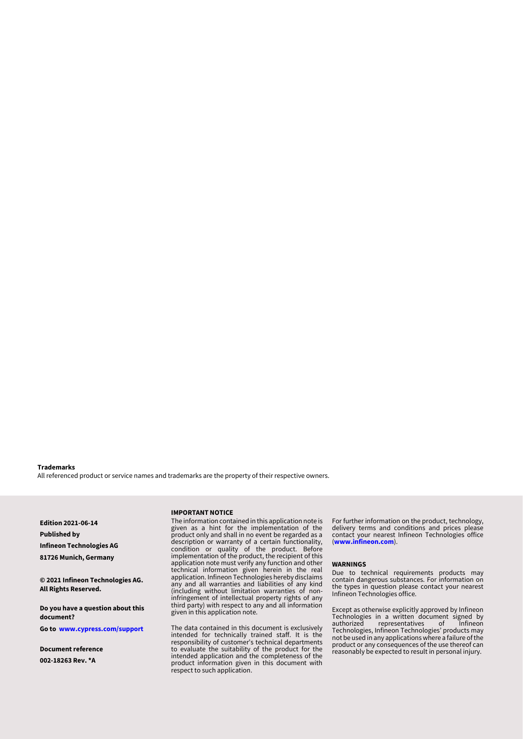**Trademarks**

All referenced product or service names and trademarks are the property of their respective owners.

**Edition 2021-06-14**

**Published by**

**Infineon Technologies AG**

**81726 Munich, Germany**

**© 2021 Infineon Technologies AG. All Rights Reserved.**

**Do you have a question about this document?**

**Go to www.cypress.com/support**

**Document reference**

**002-18263 Rev. *A**

**IMPORTANT NOTICE**

The information contained in this application note is given as a hint for the implementation of the product only and shall in no event be regarded as a description or warranty of a certain functionality, condition or quality of the product. Before implementation of the product, the recipient of this application note must verify any function and other technical information given herein in the real application. Infineon Technologies hereby disclaims any and all warranties and liabilities of any kind (including without limitation warranties of non-infringement of intellectual property rights of any third party) with respect to any and all information given in this application note.

The data contained in this document is exclusively intended for technically trained staff. It is the responsibility of customer's technical departments to evaluate the suitability of the product for the intended application and the completeness of the product information given in this document with respect to such application.

For further information on the product, technology, delivery terms and conditions and prices please contact your nearest Infineon Technologies office (**www.infineon.com**).

**WARNINGS**

Due to technical requirements products may contain dangerous substances. For information on the types in question please contact your nearest Infineon Technologies office.

Except as otherwise explicitly approved by Infineon Technologies in a written document signed by authorized representatives of Infineon Technologies, Infineon Technologies' products may not be used in any applications where a failure of the product or any consequences of the use thereof can reasonably be expected to result in personal injury.